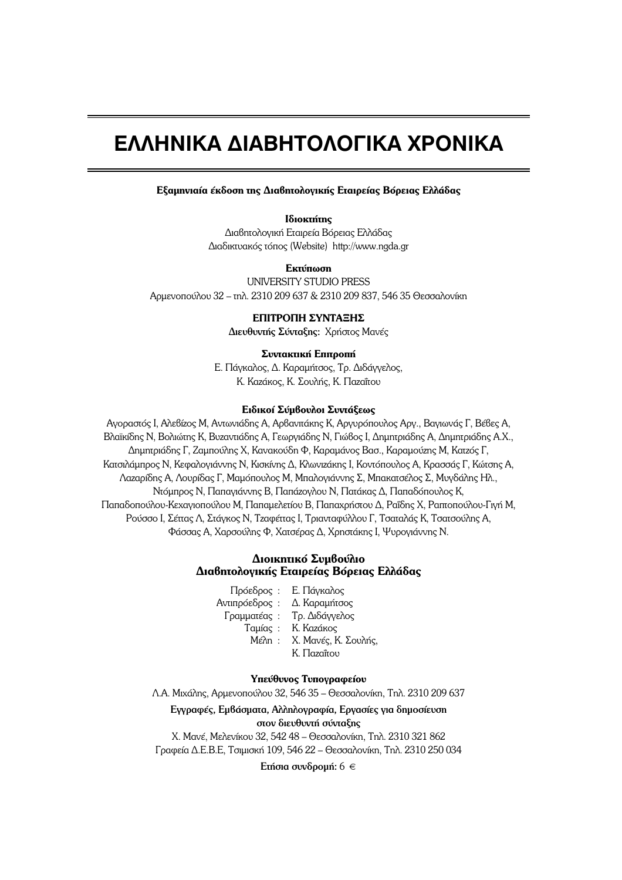# ΕΛΛΗΝΙΚΑ ΔΙΑΒΗΤΟΛΟΓΙΚΑ ΧΡΟΝΙΚΑ

**Εξαμηνιαία έκδοση της Διαβητολογικής Εταιρείας Βόρειας Ελλάδας**

**Ιδιοκτήτης**

Διαβητολογική Εταιρεία Βόρειας Ελλάδας
Διαδικτυακός τόπος (Website) http://www.ngda.gr

**Εκτύπωση**

UNIVERSITY STUDIO PRESS
Αρμενοπούλου 32 – τηλ. 2310 209 637 & 2310 209 837, 546 35 Θεσσαλονίκη

**ΕΠΙΤΡΟΠΗ ΣΥΝΤΑΞΗΣ**

**Διευθυντής Σύνταξης:** Χρήστος Μανές

**Συντακτική Επιτροπή**

Ε. Πάγκαλος, Δ. Καραμήτσος, Τρ. Διδάγγελος,
Κ. Καζάκος, Κ. Σουλής, Κ. Παζαΐτου

**Ειδικοί Σύμβουλοι Συντάξεως**

Αγοραστός Ι, Αλεβίζος Μ, Αντωνιάδης Α, Αρβανιτάκης Κ, Αργυρόπουλος Αργ., Βαγιωνάς Γ, Βέβες Α, Βλαϊκίδης Ν, Βολιώτης Κ, Βυζαντιάδης Α, Γεωργιάδης Ν, Γιώβος Ι, Δημητριάδης Α, Δημητριάδης Α.Χ., Δημητριάδης Γ, Ζαμπούλης Χ, Κανακούδη Φ, Καραμάνος Βασ., Καραμούζης Μ, Κατζός Γ, Κατσιλάμπρος Ν, Κεφαλογιάννης Ν, Κισκίνης Δ, Κλωνιζάκης Ι, Κοντόπουλος Α, Κρασσάς Γ, Κώτσης Α, Λαζαρίδης Α, Λουρίδας Γ, Μαμόπουλος Μ, Μπαλογιάννης Σ, Μπακατσέλος Σ, Μυγδάλης Ηλ., Ντόμπρος Ν, Παπαγιάννης Β, Παπάζογλου Ν, Πατάκας Δ, Παπαδόπουλος Κ, Παπαδοπούλου-Κεχαγιοπούλου Μ, Παπαμελετίου Β, Παπαχρήστου Δ, Ραΐδης Χ, Ραπτοπούλου-Γιγή Μ, Ρούσσο Ι, Σέττας Λ, Στάγκος Ν, Τζαφέττας Ι, Τριανταφύλλου Γ, Τσαταλάς Κ, Τσατσούλης Α, Φάσσας Α, Χαρσούλης Φ, Χατσέρας Δ, Χρηστάκης Ι, Ψυρογιάννης Ν.

**Διοικητικό Συμβούλιο**
**Διαβητολογικής Εταιρείας Βόρειας Ελλάδας**

Πρόεδρος : Ε. Πάγκαλος
Αντιπρόεδρος : Δ. Καραμήτσος
Γραμματέας : Τρ. Διδάγγελος
Ταμίας : Κ. Καζάκος
Μέλη : Χ. Μανές, Κ. Σουλής,
Κ. Παζαΐτου

**Υπεύθυνος Τυπογραφείου**

Λ.Α. Μιχάλης, Αρμενοπούλου 32, 546 35 – Θεσσαλονίκη, Τηλ. 2310 209 637

**Εγγραφές, Εμβάσματα, Αλληλογραφία, Εργασίες για δημοσίευση στον διευθυντή σύνταξης**

Χ. Μανέ, Μελενίκου 32, 542 48 – Θεσσαλονίκη, Τηλ. 2310 321 862
Γραφεία Δ.Ε.Β.Ε, Τσιμισκή 109, 546 22 – Θεσσαλονίκη, Τηλ. 2310 250 034

**Ετήσια συνδρομή:** 6 €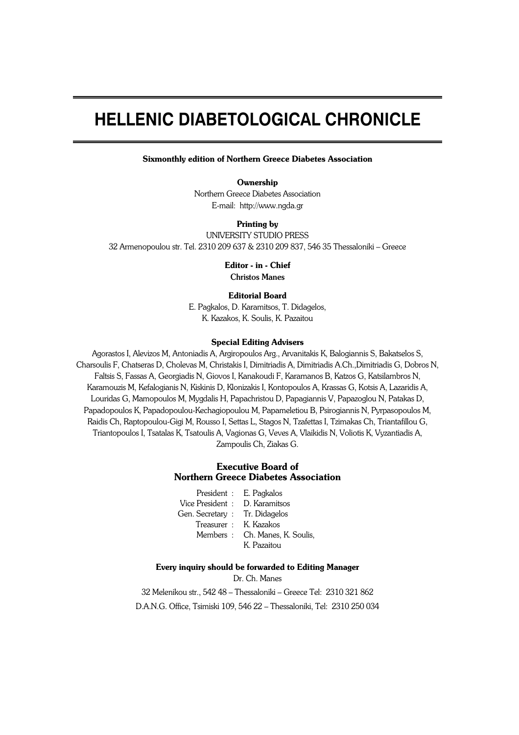# HELLENIC DIABETOLOGICAL CHRONICLE

**Sixmonthly edition of Northern Greece Diabetes Association**

**Ownership**

Northern Greece Diabetes Association
E-mail: http://www.ngda.gr

**Printing by**

UNIVERSITY STUDIO PRESS
32 Armenopoulou str. Tel. 2310 209 637 & 2310 209 837, 546 35 Thessaloniki – Greece

**Editor - in - Chief**

**Christos Manes**

**Editorial Board**

E. Pagkalos, D. Karamitsos, T. Didagelos,
K. Kazakos, K. Soulis, K. Pazaitou

**Special Editing Advisers**

Agorastos I, Alevizos M, Antoniadis A, Argiropoulos Arg., Arvanitakis K, Balogiannis S, Bakatselos S, Charsoulis F, Chatseras D, Cholevas M, Christakis I, Dimitriadis A, Dimitriadis A.Ch.,Dimitriadis G, Dobros N, Faltsis S, Fassas A, Georgiadis N, Giovos I, Kanakoudi F, Karamanos B, Katzos G, Katsilambros N, Karamouzis M, Kefalogianis N, Kiskinis D, Klonizakis I, Kontopoulos A, Krassas G, Kotsis A, Lazaridis A, Louridas G, Mamopoulos M, Mygdalis H, Papachristou D, Papagiannis V, Papazoglou N, Patakas D, Papadopoulos K, Papadopoulou-Kechagiopoulou M, Papameletiou B, Psirogiannis N, Pyrpasopoulos M, Raidis Ch, Raptopoulou-Gigi M, Rousso I, Settas L, Stagos N, Tzafettas I, Tzimakas Ch, Triantafillou G, Triantopoulos I, Tsatalas K, Tsatoulis A, Vagionas G, Veves A, Vlaikidis N, Voliotis K, Vyzantiadis A, Zampoulis Ch, Ziakas G.

## Executive Board of Northern Greece Diabetes Association

President : E. Pagkalos
Vice President : D. Karamitsos
Gen. Secretary : Tr. Didagelos
Treasurer : K. Kazakos
Members : Ch. Manes, K. Soulis, K. Pazaitou

**Every inquiry should be forwarded to Editing Manager**

Dr. Ch. Manes

32 Melenikou str., 542 48 – Thessaloniki – Greece Tel: 2310 321 862

D.A.N.G. Office, Tsimiski 109, 546 22 – Thessaloniki, Tel: 2310 250 034